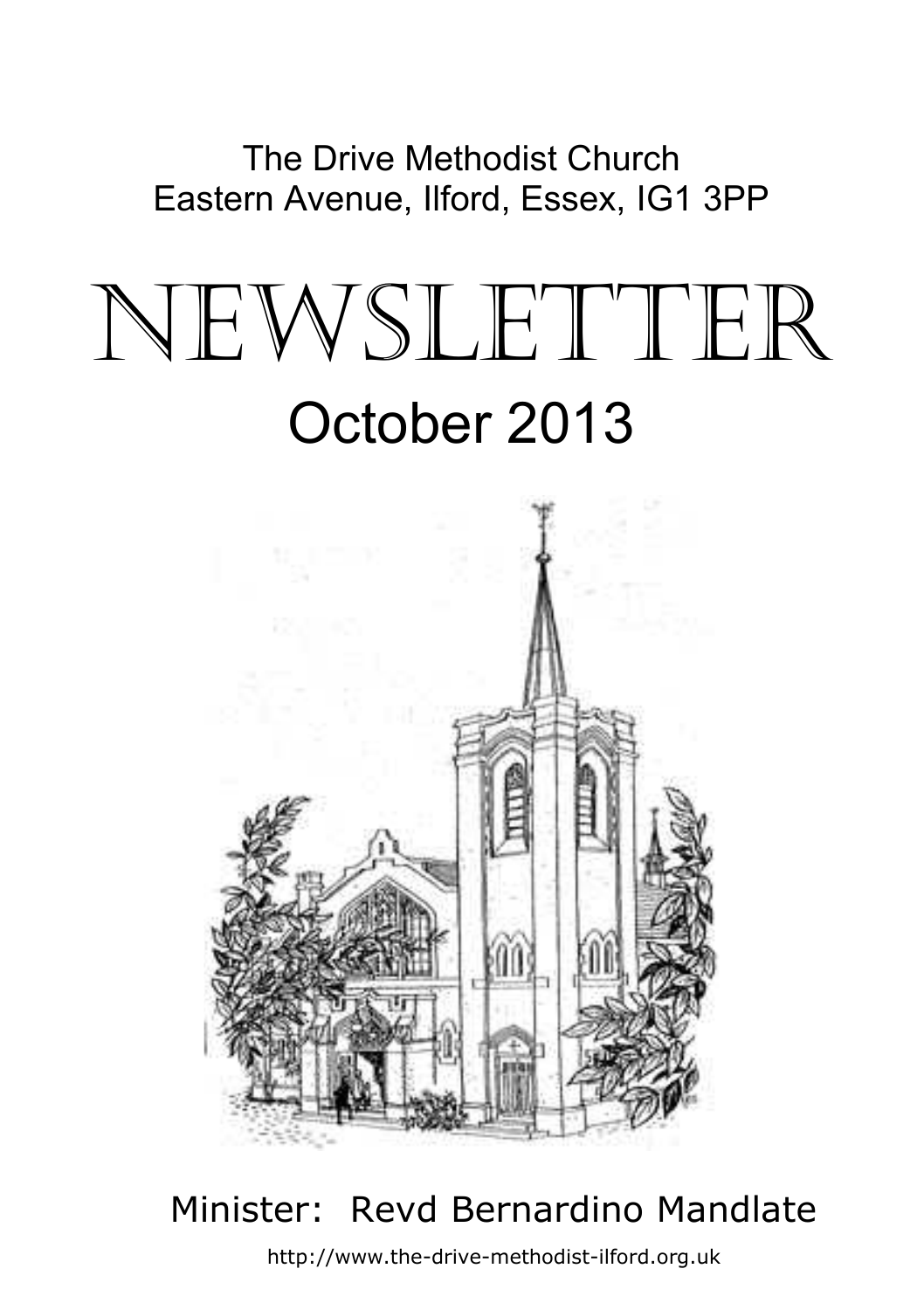The Drive Methodist Church
Eastern Avenue, Ilford, Essex, IG1 3PP

# NEWSLETTER

## October 2013

Minister: Revd Bernardino Mandlate

http://www.the-drive-methodist-ilford.org.uk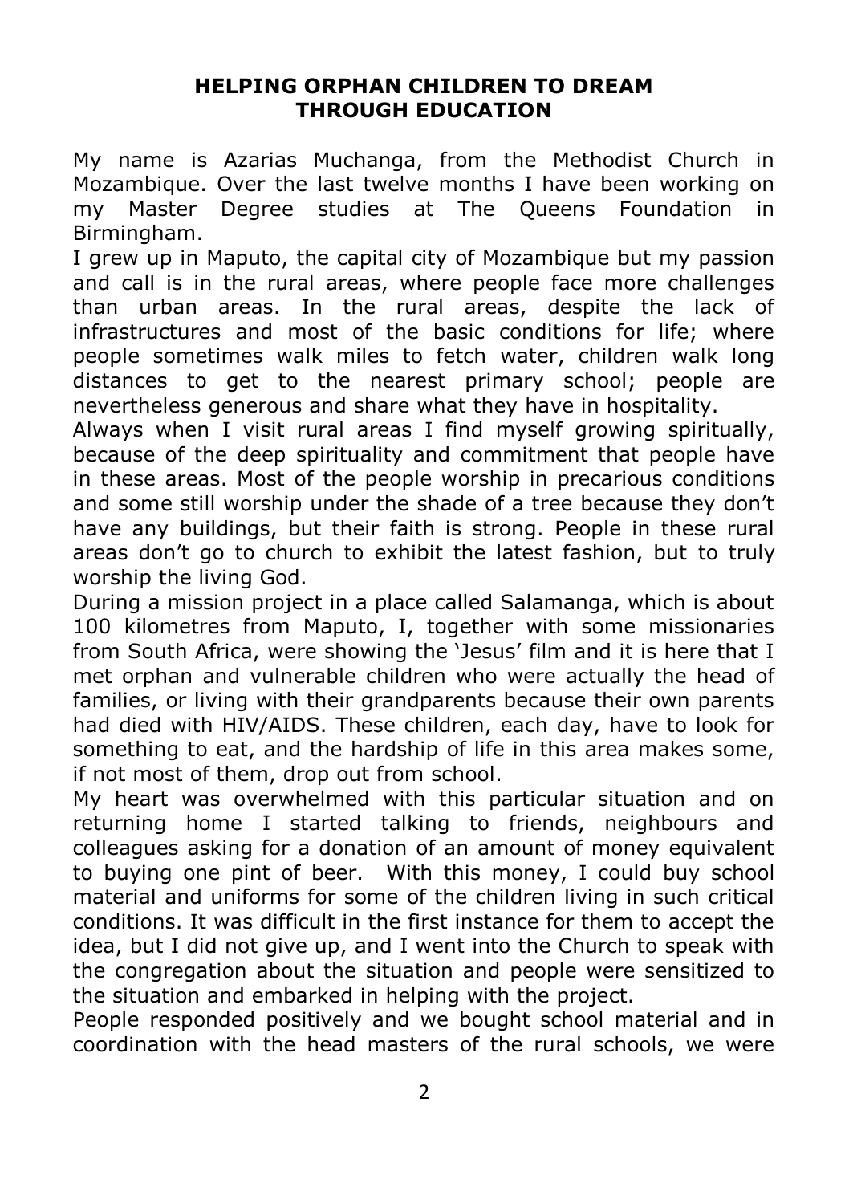# HELPING ORPHAN CHILDREN TO DREAM THROUGH EDUCATION

My name is Azarias Muchanga, from the Methodist Church in Mozambique. Over the last twelve months I have been working on my Master Degree studies at The Queens Foundation in Birmingham.

I grew up in Maputo, the capital city of Mozambique but my passion and call is in the rural areas, where people face more challenges than urban areas. In the rural areas, despite the lack of infrastructures and most of the basic conditions for life; where people sometimes walk miles to fetch water, children walk long distances to get to the nearest primary school; people are nevertheless generous and share what they have in hospitality.

Always when I visit rural areas I find myself growing spiritually, because of the deep spirituality and commitment that people have in these areas. Most of the people worship in precarious conditions and some still worship under the shade of a tree because they don't have any buildings, but their faith is strong. People in these rural areas don't go to church to exhibit the latest fashion, but to truly worship the living God.

During a mission project in a place called Salamanga, which is about 100 kilometres from Maputo, I, together with some missionaries from South Africa, were showing the 'Jesus' film and it is here that I met orphan and vulnerable children who were actually the head of families, or living with their grandparents because their own parents had died with HIV/AIDS. These children, each day, have to look for something to eat, and the hardship of life in this area makes some, if not most of them, drop out from school.

My heart was overwhelmed with this particular situation and on returning home I started talking to friends, neighbours and colleagues asking for a donation of an amount of money equivalent to buying one pint of beer. With this money, I could buy school material and uniforms for some of the children living in such critical conditions. It was difficult in the first instance for them to accept the idea, but I did not give up, and I went into the Church to speak with the congregation about the situation and people were sensitized to the situation and embarked in helping with the project.

People responded positively and we bought school material and in coordination with the head masters of the rural schools, we were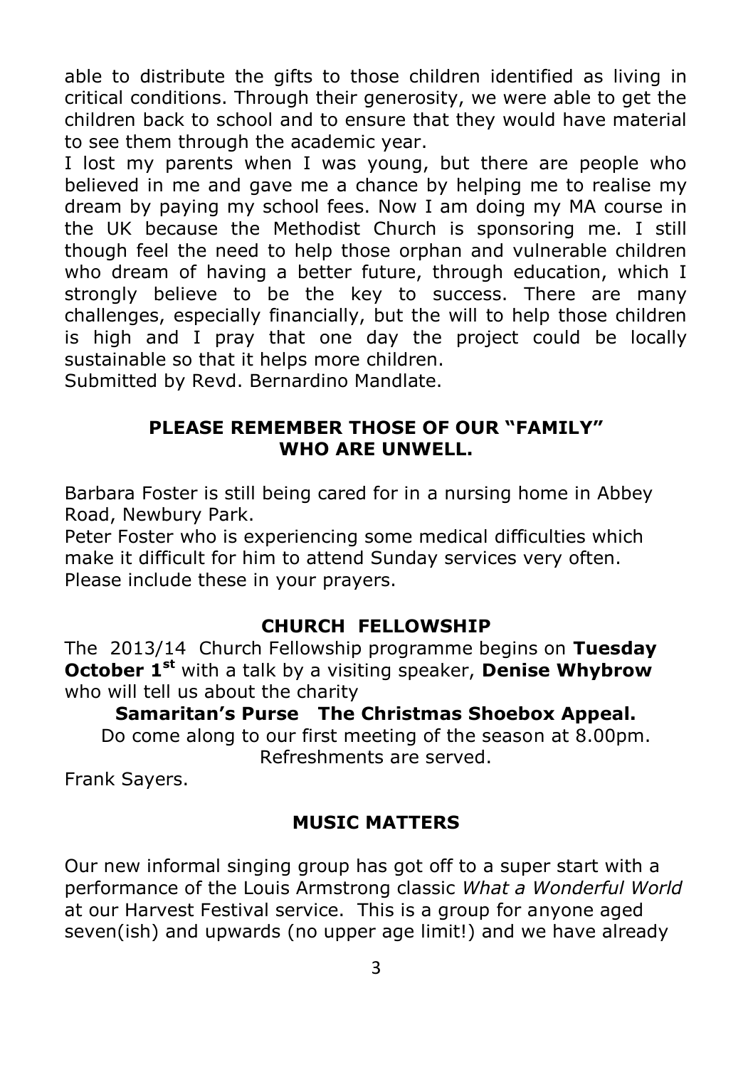able to distribute the gifts to those children identified as living in critical conditions. Through their generosity, we were able to get the children back to school and to ensure that they would have material to see them through the academic year.

I lost my parents when I was young, but there are people who believed in me and gave me a chance by helping me to realise my dream by paying my school fees. Now I am doing my MA course in the UK because the Methodist Church is sponsoring me. I still though feel the need to help those orphan and vulnerable children who dream of having a better future, through education, which I strongly believe to be the key to success. There are many challenges, especially financially, but the will to help those children is high and I pray that one day the project could be locally sustainable so that it helps more children.

Submitted by Revd. Bernardino Mandlate.

## PLEASE REMEMBER THOSE OF OUR "FAMILY" WHO ARE UNWELL.

Barbara Foster is still being cared for in a nursing home in Abbey Road, Newbury Park.

Peter Foster who is experiencing some medical difficulties which make it difficult for him to attend Sunday services very often.

Please include these in your prayers.

## CHURCH FELLOWSHIP

The 2013/14 Church Fellowship programme begins on **Tuesday October 1st** with a talk by a visiting speaker, **Denise Whybrow** who will tell us about the charity

**Samaritan's Purse The Christmas Shoebox Appeal.**

Do come along to our first meeting of the season at 8.00pm. Refreshments are served.

Frank Sayers.

## MUSIC MATTERS

Our new informal singing group has got off to a super start with a performance of the Louis Armstrong classic *What a Wonderful World* at our Harvest Festival service. This is a group for anyone aged seven(ish) and upwards (no upper age limit!) and we have already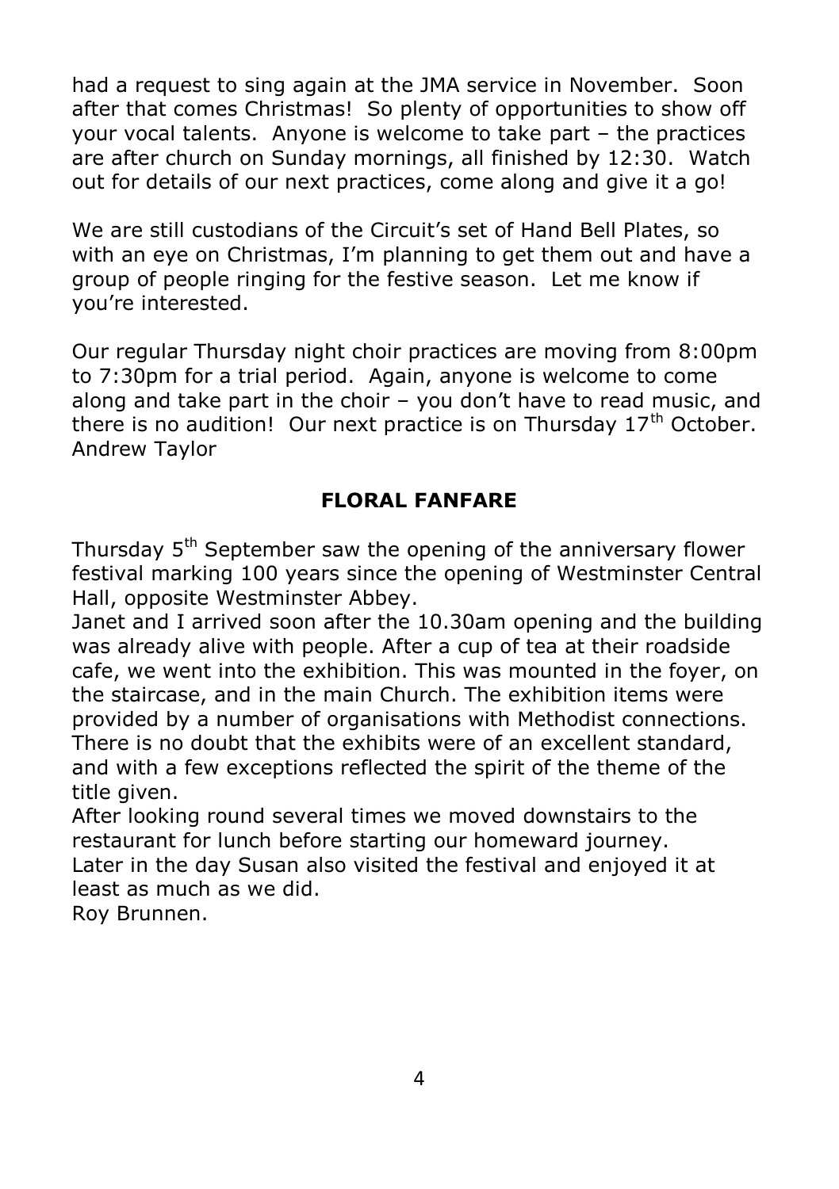had a request to sing again at the JMA service in November. Soon after that comes Christmas! So plenty of opportunities to show off your vocal talents. Anyone is welcome to take part – the practices are after church on Sunday mornings, all finished by 12:30. Watch out for details of our next practices, come along and give it a go!

We are still custodians of the Circuit's set of Hand Bell Plates, so with an eye on Christmas, I'm planning to get them out and have a group of people ringing for the festive season. Let me know if you're interested.

Our regular Thursday night choir practices are moving from 8:00pm to 7:30pm for a trial period. Again, anyone is welcome to come along and take part in the choir – you don't have to read music, and there is no audition! Our next practice is on Thursday 17th October.
Andrew Taylor

## FLORAL FANFARE

Thursday 5th September saw the opening of the anniversary flower festival marking 100 years since the opening of Westminster Central Hall, opposite Westminster Abbey.
Janet and I arrived soon after the 10.30am opening and the building was already alive with people. After a cup of tea at their roadside cafe, we went into the exhibition. This was mounted in the foyer, on the staircase, and in the main Church. The exhibition items were provided by a number of organisations with Methodist connections. There is no doubt that the exhibits were of an excellent standard, and with a few exceptions reflected the spirit of the theme of the title given.
After looking round several times we moved downstairs to the restaurant for lunch before starting our homeward journey.
Later in the day Susan also visited the festival and enjoyed it at least as much as we did.
Roy Brunnen.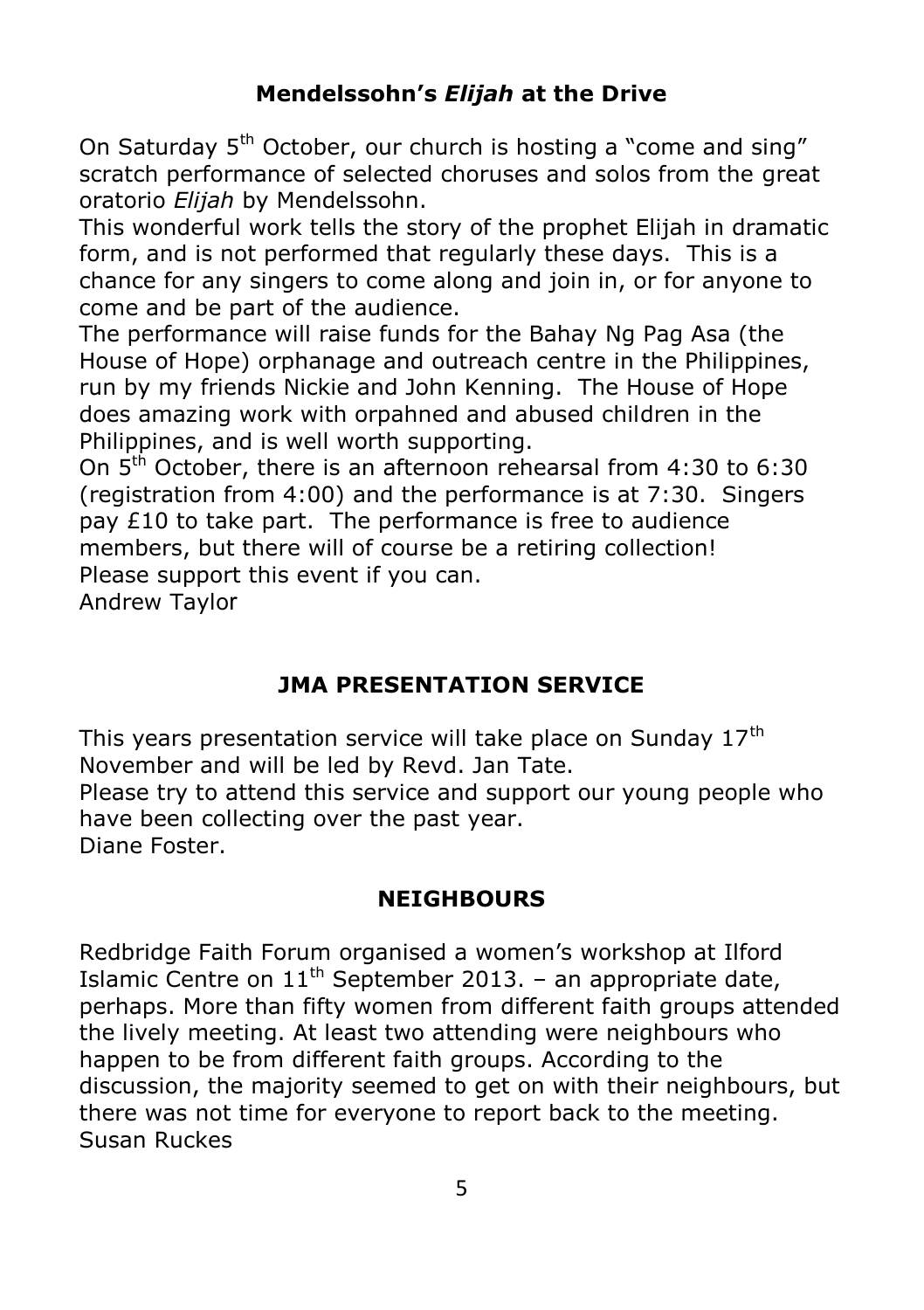## Mendelssohn's *Elijah* at the Drive

On Saturday 5th October, our church is hosting a "come and sing" scratch performance of selected choruses and solos from the great oratorio *Elijah* by Mendelssohn.

This wonderful work tells the story of the prophet Elijah in dramatic form, and is not performed that regularly these days. This is a chance for any singers to come along and join in, or for anyone to come and be part of the audience.

The performance will raise funds for the Bahay Ng Pag Asa (the House of Hope) orphanage and outreach centre in the Philippines, run by my friends Nickie and John Kenning. The House of Hope does amazing work with orpahned and abused children in the Philippines, and is well worth supporting.

On 5th October, there is an afternoon rehearsal from 4:30 to 6:30 (registration from 4:00) and the performance is at 7:30. Singers pay £10 to take part. The performance is free to audience members, but there will of course be a retiring collection!

Please support this event if you can.

Andrew Taylor

## JMA PRESENTATION SERVICE

This years presentation service will take place on Sunday 17th November and will be led by Revd. Jan Tate.

Please try to attend this service and support our young people who have been collecting over the past year.

Diane Foster.

## NEIGHBOURS

Redbridge Faith Forum organised a women's workshop at Ilford Islamic Centre on 11th September 2013. – an appropriate date, perhaps. More than fifty women from different faith groups attended the lively meeting. At least two attending were neighbours who happen to be from different faith groups. According to the discussion, the majority seemed to get on with their neighbours, but there was not time for everyone to report back to the meeting.

Susan Ruckes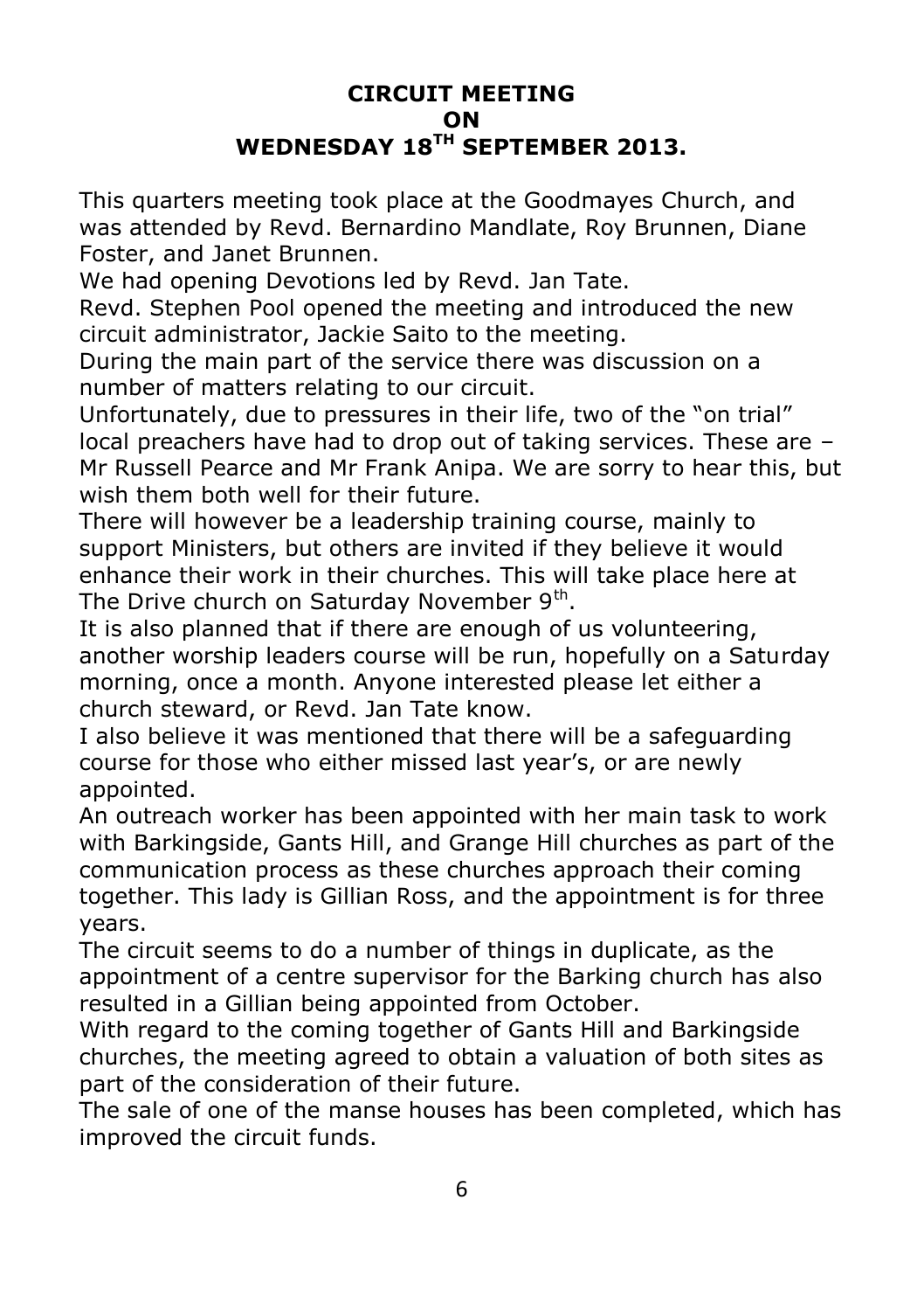# CIRCUIT MEETING ON WEDNESDAY 18TH SEPTEMBER 2013.

This quarters meeting took place at the Goodmayes Church, and was attended by Revd. Bernardino Mandlate, Roy Brunnen, Diane Foster, and Janet Brunnen.

We had opening Devotions led by Revd. Jan Tate.

Revd. Stephen Pool opened the meeting and introduced the new circuit administrator, Jackie Saito to the meeting.

During the main part of the service there was discussion on a number of matters relating to our circuit.

Unfortunately, due to pressures in their life, two of the "on trial" local preachers have had to drop out of taking services. These are – Mr Russell Pearce and Mr Frank Anipa. We are sorry to hear this, but wish them both well for their future.

There will however be a leadership training course, mainly to support Ministers, but others are invited if they believe it would enhance their work in their churches. This will take place here at The Drive church on Saturday November 9th.

It is also planned that if there are enough of us volunteering, another worship leaders course will be run, hopefully on a Saturday morning, once a month. Anyone interested please let either a church steward, or Revd. Jan Tate know.

I also believe it was mentioned that there will be a safeguarding course for those who either missed last year's, or are newly appointed.

An outreach worker has been appointed with her main task to work with Barkingside, Gants Hill, and Grange Hill churches as part of the communication process as these churches approach their coming together. This lady is Gillian Ross, and the appointment is for three years.

The circuit seems to do a number of things in duplicate, as the appointment of a centre supervisor for the Barking church has also resulted in a Gillian being appointed from October.

With regard to the coming together of Gants Hill and Barkingside churches, the meeting agreed to obtain a valuation of both sites as part of the consideration of their future.

The sale of one of the manse houses has been completed, which has improved the circuit funds.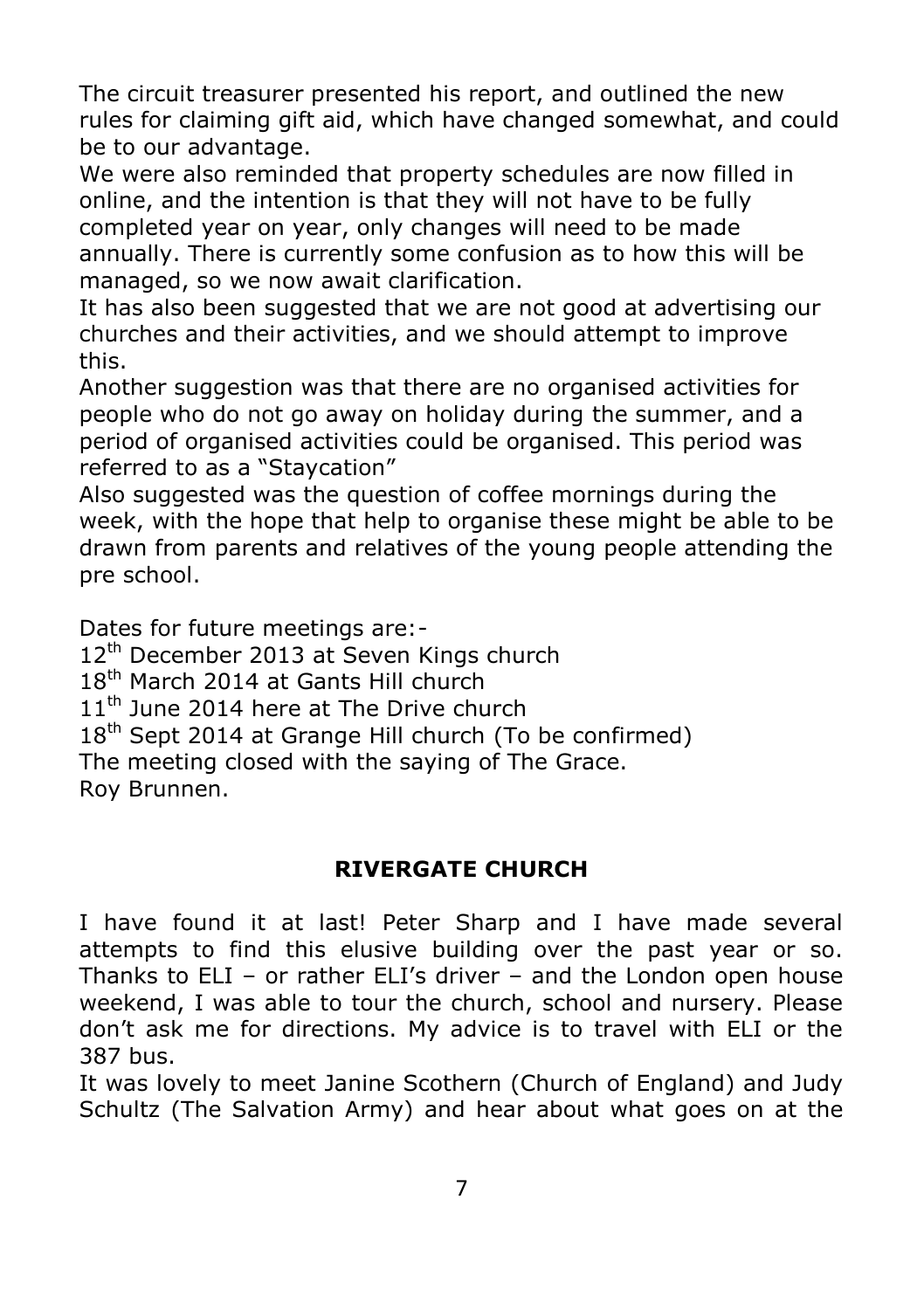The circuit treasurer presented his report, and outlined the new rules for claiming gift aid, which have changed somewhat, and could be to our advantage.

We were also reminded that property schedules are now filled in online, and the intention is that they will not have to be fully completed year on year, only changes will need to be made annually. There is currently some confusion as to how this will be managed, so we now await clarification.

It has also been suggested that we are not good at advertising our churches and their activities, and we should attempt to improve this.

Another suggestion was that there are no organised activities for people who do not go away on holiday during the summer, and a period of organised activities could be organised. This period was referred to as a "Staycation"

Also suggested was the question of coffee mornings during the week, with the hope that help to organise these might be able to be drawn from parents and relatives of the young people attending the pre school.

Dates for future meetings are:-

12th December 2013 at Seven Kings church
18th March 2014 at Gants Hill church
11th June 2014 here at The Drive church
18th Sept 2014 at Grange Hill church (To be confirmed)
The meeting closed with the saying of The Grace.
Roy Brunnen.

## RIVERGATE CHURCH

I have found it at last! Peter Sharp and I have made several attempts to find this elusive building over the past year or so. Thanks to ELI – or rather ELI's driver – and the London open house weekend, I was able to tour the church, school and nursery. Please don't ask me for directions. My advice is to travel with ELI or the 387 bus.

It was lovely to meet Janine Scothern (Church of England) and Judy Schultz (The Salvation Army) and hear about what goes on at the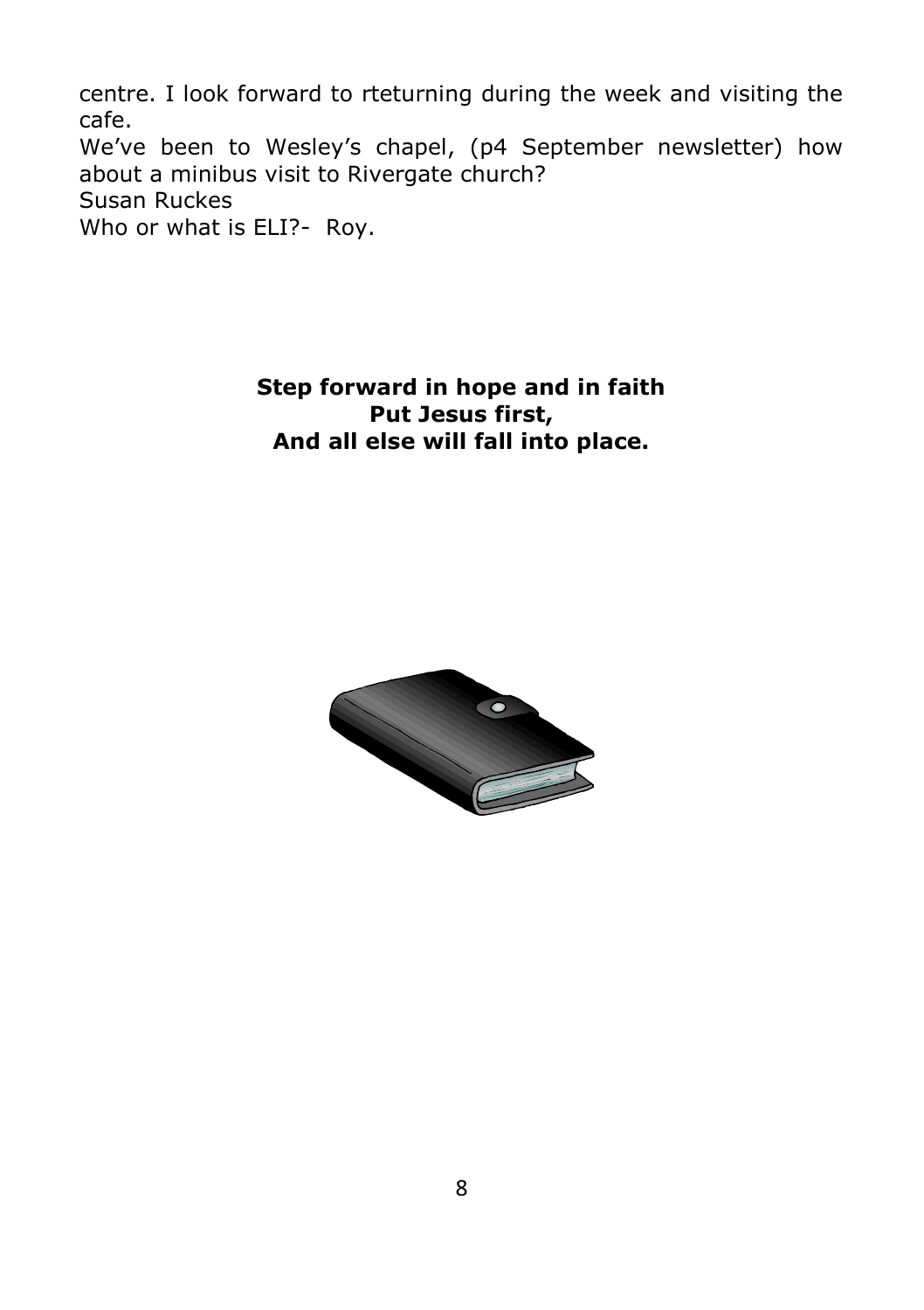centre. I look forward to rteturning during the week and visiting the cafe.

We've been to Wesley's chapel, (p4 September newsletter) how about a minibus visit to Rivergate church?

Susan Ruckes

Who or what is ELI?- Roy.

**Step forward in hope and in faith**
**Put Jesus first,**
**And all else will fall into place.**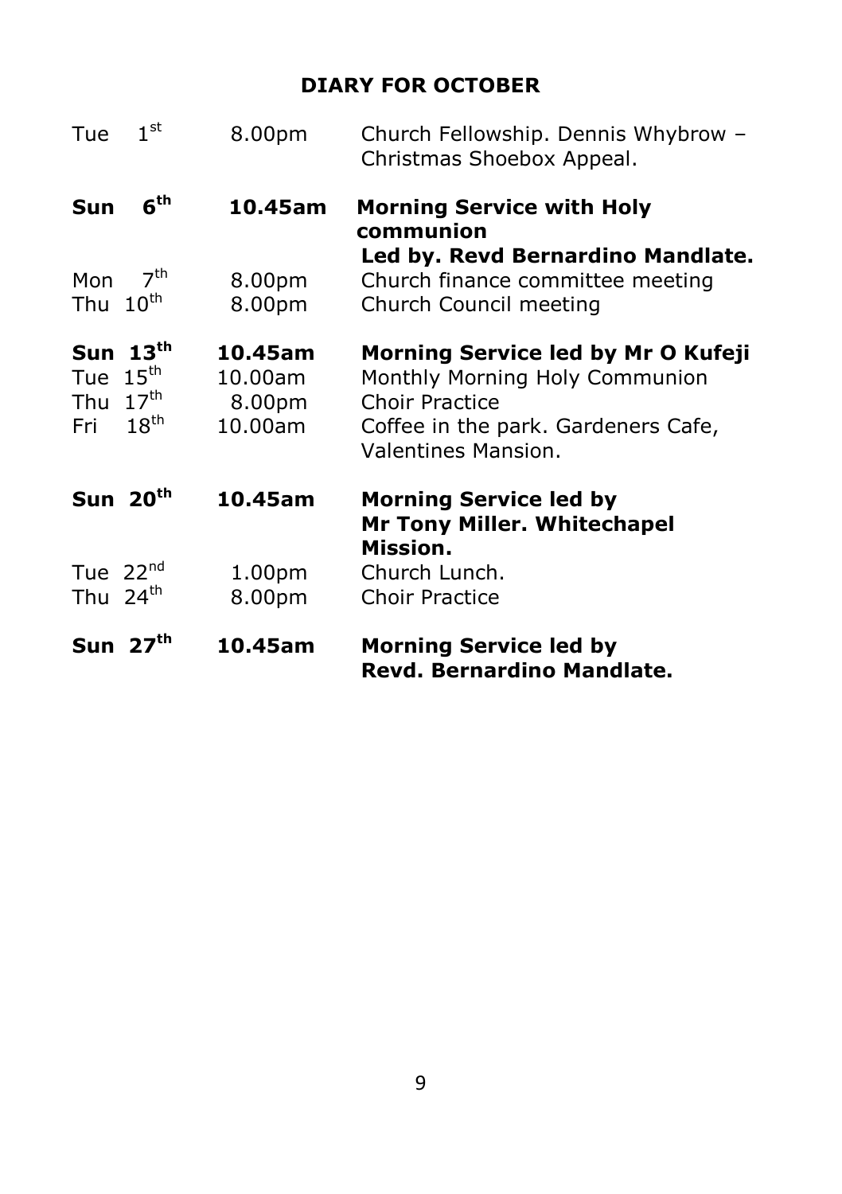## DIARY FOR OCTOBER

| | | |
|---|---|---|
| Tue 1st | 8.00pm | Church Fellowship. Dennis Whybrow – Christmas Shoebox Appeal. |
| **Sun 6th** | **10.45am** | **Morning Service with Holy communion Led by. Revd Bernardino Mandlate.** |
| Mon 7th | 8.00pm | Church finance committee meeting |
| Thu 10th | 8.00pm | Church Council meeting |
| **Sun 13th** | **10.45am** | **Morning Service led by Mr O Kufeji** |
| Tue 15th | 10.00am | Monthly Morning Holy Communion |
| Thu 17th | 8.00pm | Choir Practice |
| Fri 18th | 10.00am | Coffee in the park. Gardeners Cafe, Valentines Mansion. |
| **Sun 20th** | **10.45am** | **Morning Service led by Mr Tony Miller. Whitechapel Mission.** |
| Tue 22nd | 1.00pm | Church Lunch. |
| Thu 24th | 8.00pm | Choir Practice |
| **Sun 27th** | **10.45am** | **Morning Service led by Revd. Bernardino Mandlate.** |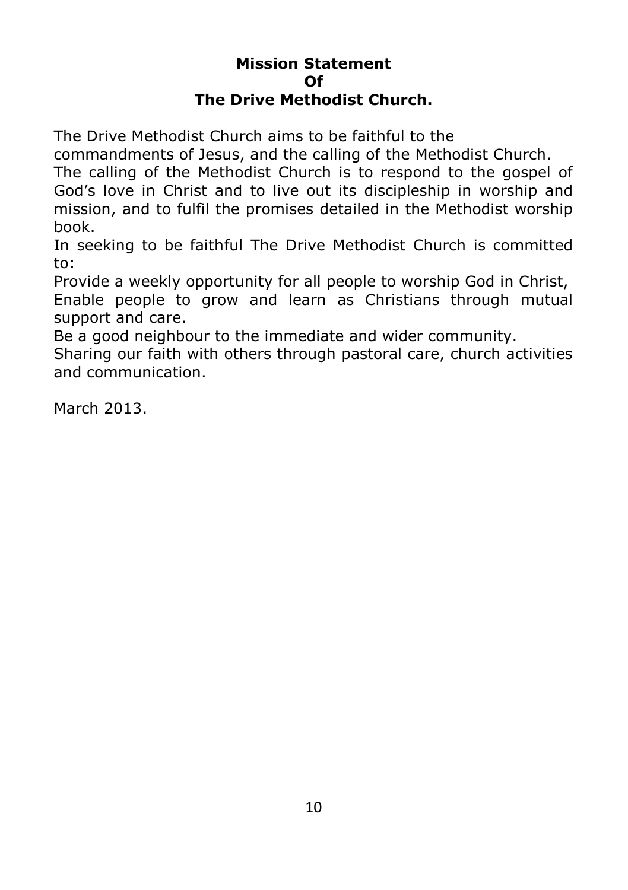# Mission Statement Of The Drive Methodist Church.

The Drive Methodist Church aims to be faithful to the commandments of Jesus, and the calling of the Methodist Church.

The calling of the Methodist Church is to respond to the gospel of God's love in Christ and to live out its discipleship in worship and mission, and to fulfil the promises detailed in the Methodist worship book.

In seeking to be faithful The Drive Methodist Church is committed to:

Provide a weekly opportunity for all people to worship God in Christ,

Enable people to grow and learn as Christians through mutual support and care.

Be a good neighbour to the immediate and wider community.

Sharing our faith with others through pastoral care, church activities and communication.

March 2013.